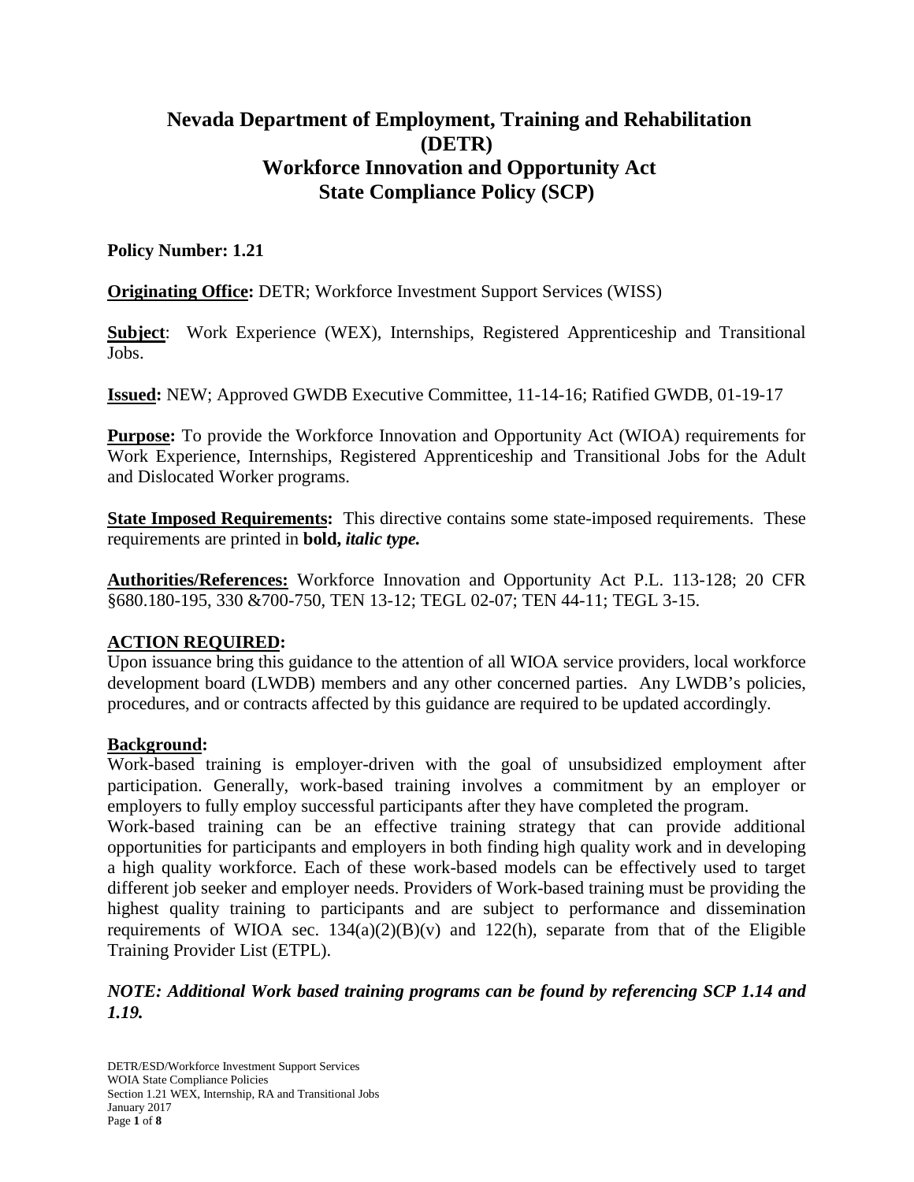# Nevada Department of Employment, Training and Rehabilitation (DETR)
# Workforce Innovation and Opportunity Act
# State Compliance Policy (SCP)

**Policy Number: 1.21**

**Originating Office:** DETR; Workforce Investment Support Services (WISS)

**Subject**: Work Experience (WEX), Internships, Registered Apprenticeship and Transitional Jobs.

**Issued:** NEW; Approved GWDB Executive Committee, 11-14-16; Ratified GWDB, 01-19-17

**Purpose:** To provide the Workforce Innovation and Opportunity Act (WIOA) requirements for Work Experience, Internships, Registered Apprenticeship and Transitional Jobs for the Adult and Dislocated Worker programs.

**State Imposed Requirements:** This directive contains some state-imposed requirements. These requirements are printed in **bold,** ***italic type.***

**Authorities/References:** Workforce Innovation and Opportunity Act P.L. 113-128; 20 CFR §680.180-195, 330 &700-750, TEN 13-12; TEGL 02-07; TEN 44-11; TEGL 3-15.

**ACTION REQUIRED:**

Upon issuance bring this guidance to the attention of all WIOA service providers, local workforce development board (LWDB) members and any other concerned parties. Any LWDB's policies, procedures, and or contracts affected by this guidance are required to be updated accordingly.

**Background:**

Work-based training is employer-driven with the goal of unsubsidized employment after participation. Generally, work-based training involves a commitment by an employer or employers to fully employ successful participants after they have completed the program.

Work-based training can be an effective training strategy that can provide additional opportunities for participants and employers in both finding high quality work and in developing a high quality workforce. Each of these work-based models can be effectively used to target different job seeker and employer needs. Providers of Work-based training must be providing the highest quality training to participants and are subject to performance and dissemination requirements of WIOA sec. 134(a)(2)(B)(v) and 122(h), separate from that of the Eligible Training Provider List (ETPL).

***NOTE: Additional Work based training programs can be found by referencing SCP 1.14 and 1.19.***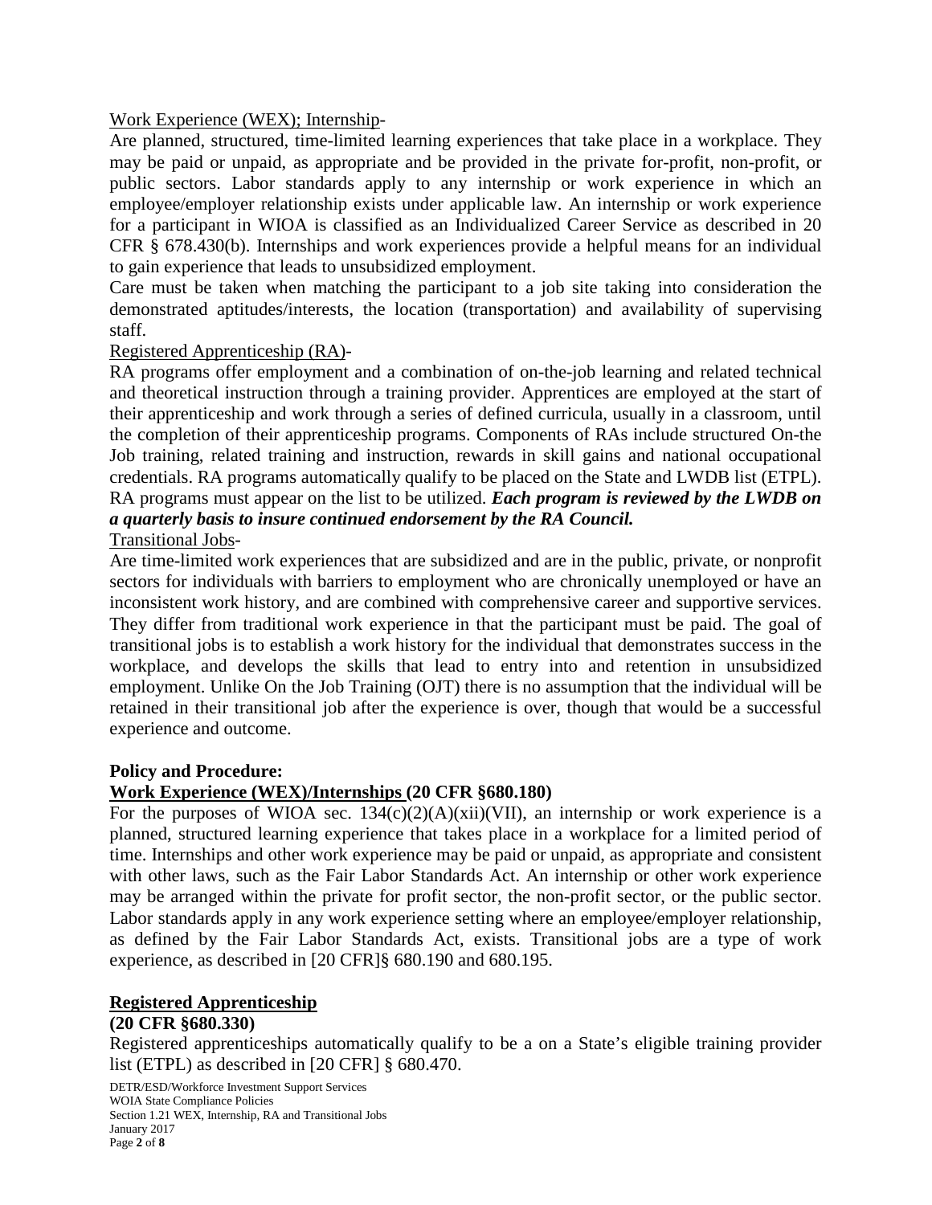Work Experience (WEX); Internship-

Are planned, structured, time-limited learning experiences that take place in a workplace. They may be paid or unpaid, as appropriate and be provided in the private for-profit, non-profit, or public sectors. Labor standards apply to any internship or work experience in which an employee/employer relationship exists under applicable law. An internship or work experience for a participant in WIOA is classified as an Individualized Career Service as described in 20 CFR § 678.430(b). Internships and work experiences provide a helpful means for an individual to gain experience that leads to unsubsidized employment.

Care must be taken when matching the participant to a job site taking into consideration the demonstrated aptitudes/interests, the location (transportation) and availability of supervising staff.

Registered Apprenticeship (RA)-

RA programs offer employment and a combination of on-the-job learning and related technical and theoretical instruction through a training provider. Apprentices are employed at the start of their apprenticeship and work through a series of defined curricula, usually in a classroom, until the completion of their apprenticeship programs. Components of RAs include structured On-the Job training, related training and instruction, rewards in skill gains and national occupational credentials. RA programs automatically qualify to be placed on the State and LWDB list (ETPL). RA programs must appear on the list to be utilized. ***Each program is reviewed by the LWDB on a quarterly basis to insure continued endorsement by the RA Council.***

Transitional Jobs-

Are time-limited work experiences that are subsidized and are in the public, private, or nonprofit sectors for individuals with barriers to employment who are chronically unemployed or have an inconsistent work history, and are combined with comprehensive career and supportive services. They differ from traditional work experience in that the participant must be paid. The goal of transitional jobs is to establish a work history for the individual that demonstrates success in the workplace, and develops the skills that lead to entry into and retention in unsubsidized employment. Unlike On the Job Training (OJT) there is no assumption that the individual will be retained in their transitional job after the experience is over, though that would be a successful experience and outcome.

**Policy and Procedure:**

**Work Experience (WEX)/Internships (20 CFR §680.180)**

For the purposes of WIOA sec. 134(c)(2)(A)(xii)(VII), an internship or work experience is a planned, structured learning experience that takes place in a workplace for a limited period of time. Internships and other work experience may be paid or unpaid, as appropriate and consistent with other laws, such as the Fair Labor Standards Act. An internship or other work experience may be arranged within the private for profit sector, the non-profit sector, or the public sector. Labor standards apply in any work experience setting where an employee/employer relationship, as defined by the Fair Labor Standards Act, exists. Transitional jobs are a type of work experience, as described in [20 CFR]§ 680.190 and 680.195.

**Registered Apprenticeship**

**(20 CFR §680.330)**

Registered apprenticeships automatically qualify to be a on a State's eligible training provider list (ETPL) as described in [20 CFR] § 680.470.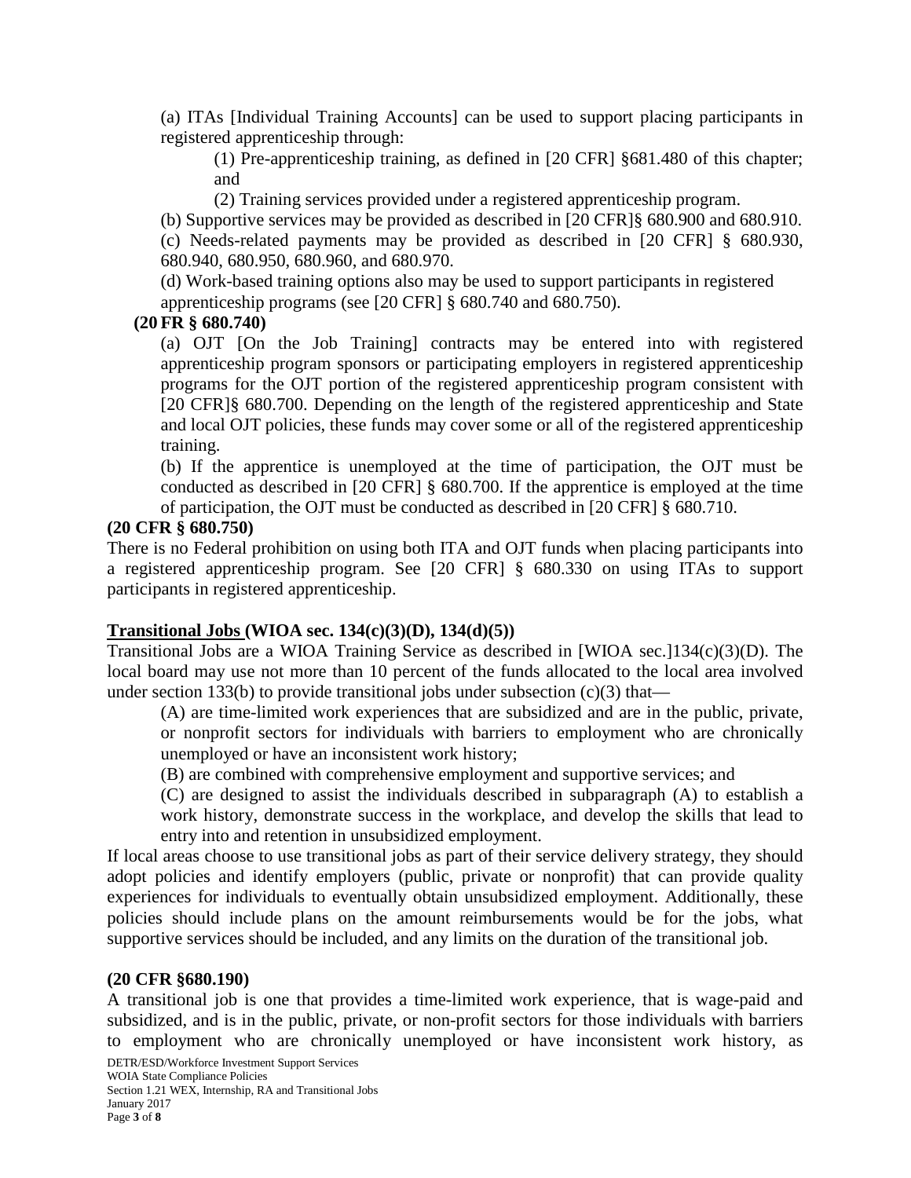(a) ITAs [Individual Training Accounts] can be used to support placing participants in registered apprenticeship through:

(1) Pre-apprenticeship training, as defined in [20 CFR] §681.480 of this chapter; and

(2) Training services provided under a registered apprenticeship program.

(b) Supportive services may be provided as described in [20 CFR]§ 680.900 and 680.910.

(c) Needs-related payments may be provided as described in [20 CFR] § 680.930, 680.940, 680.950, 680.960, and 680.970.

(d) Work-based training options also may be used to support participants in registered apprenticeship programs (see [20 CFR] § 680.740 and 680.750).

**(20 FR § 680.740)**

(a) OJT [On the Job Training] contracts may be entered into with registered apprenticeship program sponsors or participating employers in registered apprenticeship programs for the OJT portion of the registered apprenticeship program consistent with [20 CFR]§ 680.700. Depending on the length of the registered apprenticeship and State and local OJT policies, these funds may cover some or all of the registered apprenticeship training.

(b) If the apprentice is unemployed at the time of participation, the OJT must be conducted as described in [20 CFR] § 680.700. If the apprentice is employed at the time of participation, the OJT must be conducted as described in [20 CFR] § 680.710.

**(20 CFR § 680.750)**

There is no Federal prohibition on using both ITA and OJT funds when placing participants into a registered apprenticeship program. See [20 CFR] § 680.330 on using ITAs to support participants in registered apprenticeship.

**<u>Transitional Jobs</u> (WIOA sec. 134(c)(3)(D), 134(d)(5))**

Transitional Jobs are a WIOA Training Service as described in [WIOA sec.]134(c)(3)(D). The local board may use not more than 10 percent of the funds allocated to the local area involved under section 133(b) to provide transitional jobs under subsection (c)(3) that—

(A) are time-limited work experiences that are subsidized and are in the public, private, or nonprofit sectors for individuals with barriers to employment who are chronically unemployed or have an inconsistent work history;

(B) are combined with comprehensive employment and supportive services; and

(C) are designed to assist the individuals described in subparagraph (A) to establish a work history, demonstrate success in the workplace, and develop the skills that lead to entry into and retention in unsubsidized employment.

If local areas choose to use transitional jobs as part of their service delivery strategy, they should adopt policies and identify employers (public, private or nonprofit) that can provide quality experiences for individuals to eventually obtain unsubsidized employment. Additionally, these policies should include plans on the amount reimbursements would be for the jobs, what supportive services should be included, and any limits on the duration of the transitional job.

**(20 CFR §680.190)**

A transitional job is one that provides a time-limited work experience, that is wage-paid and subsidized, and is in the public, private, or non-profit sectors for those individuals with barriers to employment who are chronically unemployed or have inconsistent work history, as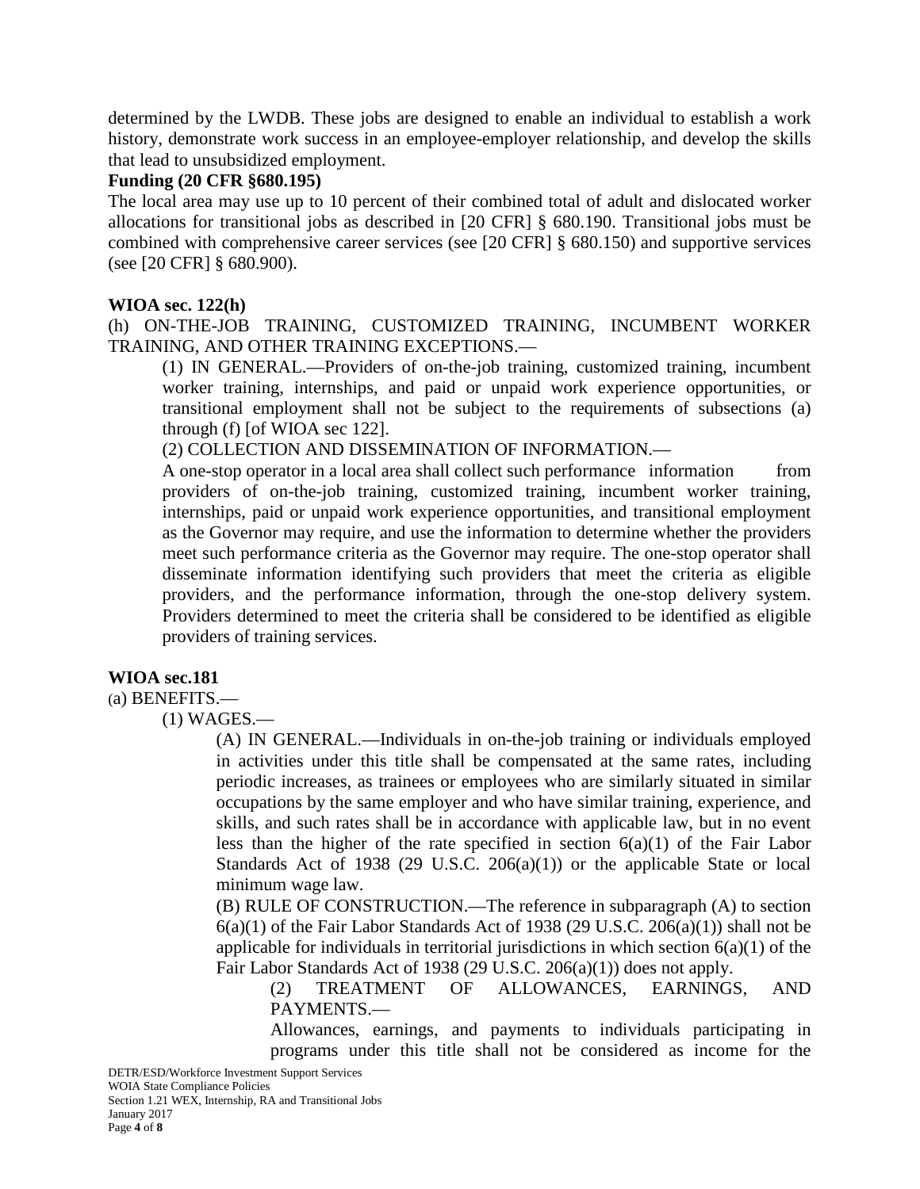determined by the LWDB. These jobs are designed to enable an individual to establish a work history, demonstrate work success in an employee-employer relationship, and develop the skills that lead to unsubsidized employment.

**Funding (20 CFR §680.195)**

The local area may use up to 10 percent of their combined total of adult and dislocated worker allocations for transitional jobs as described in [20 CFR] § 680.190. Transitional jobs must be combined with comprehensive career services (see [20 CFR] § 680.150) and supportive services (see [20 CFR] § 680.900).

**WIOA sec. 122(h)**

(h) ON-THE-JOB TRAINING, CUSTOMIZED TRAINING, INCUMBENT WORKER TRAINING, AND OTHER TRAINING EXCEPTIONS.—

> (1) IN GENERAL.—Providers of on-the-job training, customized training, incumbent worker training, internships, and paid or unpaid work experience opportunities, or transitional employment shall not be subject to the requirements of subsections (a) through (f) [of WIOA sec 122].
>
> (2) COLLECTION AND DISSEMINATION OF INFORMATION.—
>
> A one-stop operator in a local area shall collect such performance information from providers of on-the-job training, customized training, incumbent worker training, internships, paid or unpaid work experience opportunities, and transitional employment as the Governor may require, and use the information to determine whether the providers meet such performance criteria as the Governor may require. The one-stop operator shall disseminate information identifying such providers that meet the criteria as eligible providers, and the performance information, through the one-stop delivery system. Providers determined to meet the criteria shall be considered to be identified as eligible providers of training services.

**WIOA sec.181**

(a) BENEFITS.—

> (1) WAGES.—
>
> > (A) IN GENERAL.—Individuals in on-the-job training or individuals employed in activities under this title shall be compensated at the same rates, including periodic increases, as trainees or employees who are similarly situated in similar occupations by the same employer and who have similar training, experience, and skills, and such rates shall be in accordance with applicable law, but in no event less than the higher of the rate specified in section 6(a)(1) of the Fair Labor Standards Act of 1938 (29 U.S.C. 206(a)(1)) or the applicable State or local minimum wage law.
> >
> > (B) RULE OF CONSTRUCTION.—The reference in subparagraph (A) to section 6(a)(1) of the Fair Labor Standards Act of 1938 (29 U.S.C. 206(a)(1)) shall not be applicable for individuals in territorial jurisdictions in which section 6(a)(1) of the Fair Labor Standards Act of 1938 (29 U.S.C. 206(a)(1)) does not apply.
> >
> > > (2) TREATMENT OF ALLOWANCES, EARNINGS, AND PAYMENTS.—
> > >
> > > Allowances, earnings, and payments to individuals participating in programs under this title shall not be considered as income for the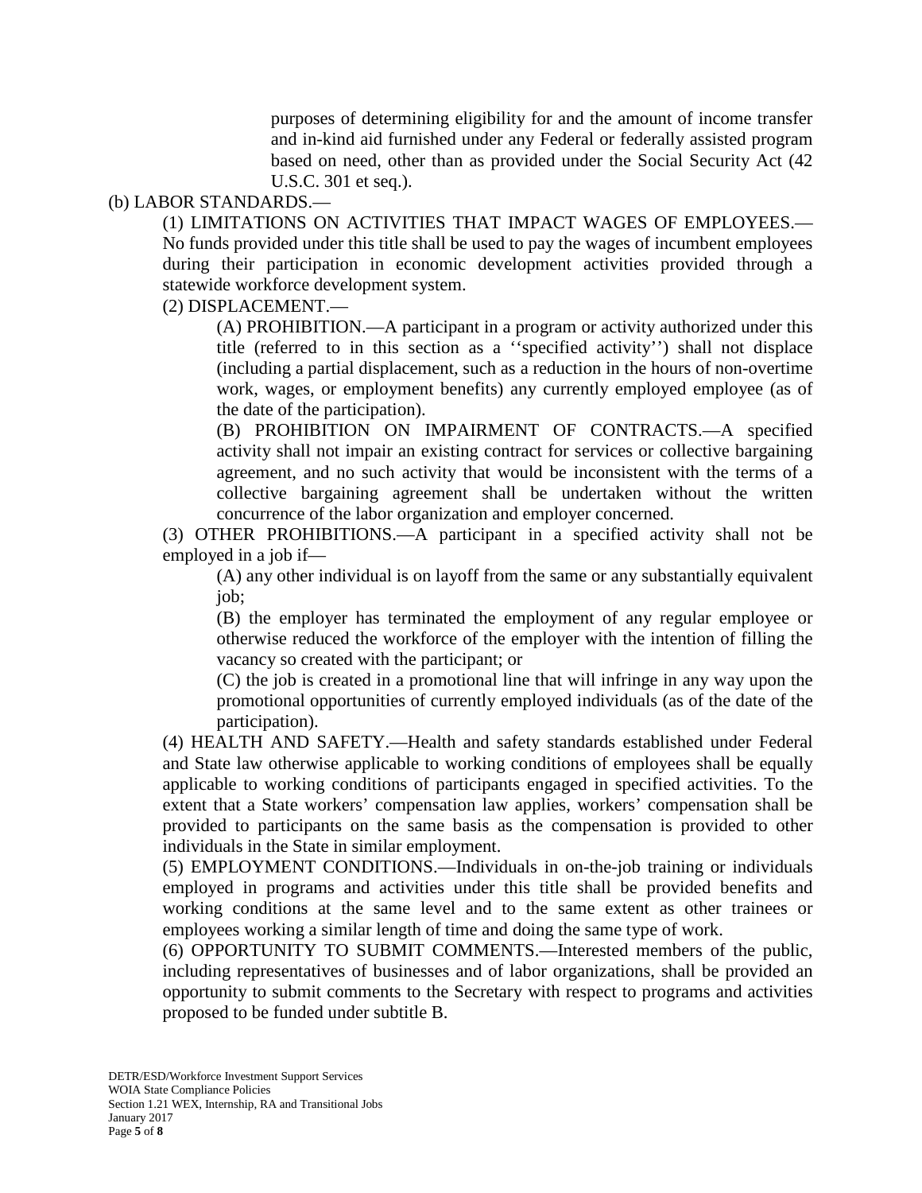purposes of determining eligibility for and the amount of income transfer and in-kind aid furnished under any Federal or federally assisted program based on need, other than as provided under the Social Security Act (42 U.S.C. 301 et seq.).

(b) LABOR STANDARDS.—

(1) LIMITATIONS ON ACTIVITIES THAT IMPACT WAGES OF EMPLOYEES.—No funds provided under this title shall be used to pay the wages of incumbent employees during their participation in economic development activities provided through a statewide workforce development system.

(2) DISPLACEMENT.—

(A) PROHIBITION.—A participant in a program or activity authorized under this title (referred to in this section as a ''specified activity'') shall not displace (including a partial displacement, such as a reduction in the hours of non-overtime work, wages, or employment benefits) any currently employed employee (as of the date of the participation).

(B) PROHIBITION ON IMPAIRMENT OF CONTRACTS.—A specified activity shall not impair an existing contract for services or collective bargaining agreement, and no such activity that would be inconsistent with the terms of a collective bargaining agreement shall be undertaken without the written concurrence of the labor organization and employer concerned.

(3) OTHER PROHIBITIONS.—A participant in a specified activity shall not be employed in a job if—

(A) any other individual is on layoff from the same or any substantially equivalent job;

(B) the employer has terminated the employment of any regular employee or otherwise reduced the workforce of the employer with the intention of filling the vacancy so created with the participant; or

(C) the job is created in a promotional line that will infringe in any way upon the promotional opportunities of currently employed individuals (as of the date of the participation).

(4) HEALTH AND SAFETY.—Health and safety standards established under Federal and State law otherwise applicable to working conditions of employees shall be equally applicable to working conditions of participants engaged in specified activities. To the extent that a State workers' compensation law applies, workers' compensation shall be provided to participants on the same basis as the compensation is provided to other individuals in the State in similar employment.

(5) EMPLOYMENT CONDITIONS.—Individuals in on-the-job training or individuals employed in programs and activities under this title shall be provided benefits and working conditions at the same level and to the same extent as other trainees or employees working a similar length of time and doing the same type of work.

(6) OPPORTUNITY TO SUBMIT COMMENTS.—Interested members of the public, including representatives of businesses and of labor organizations, shall be provided an opportunity to submit comments to the Secretary with respect to programs and activities proposed to be funded under subtitle B.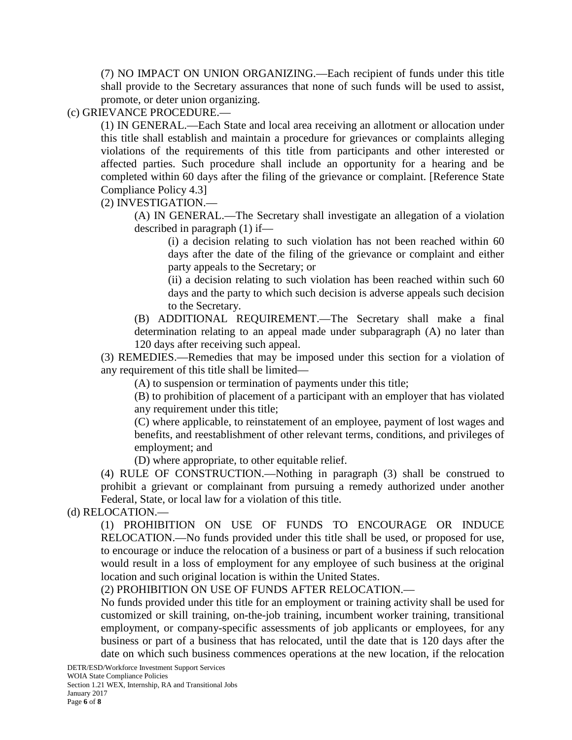(7) NO IMPACT ON UNION ORGANIZING.—Each recipient of funds under this title shall provide to the Secretary assurances that none of such funds will be used to assist, promote, or deter union organizing.

(c) GRIEVANCE PROCEDURE.—

(1) IN GENERAL.—Each State and local area receiving an allotment or allocation under this title shall establish and maintain a procedure for grievances or complaints alleging violations of the requirements of this title from participants and other interested or affected parties. Such procedure shall include an opportunity for a hearing and be completed within 60 days after the filing of the grievance or complaint. [Reference State Compliance Policy 4.3]

(2) INVESTIGATION.—

(A) IN GENERAL.—The Secretary shall investigate an allegation of a violation described in paragraph (1) if—

(i) a decision relating to such violation has not been reached within 60 days after the date of the filing of the grievance or complaint and either party appeals to the Secretary; or

(ii) a decision relating to such violation has been reached within such 60 days and the party to which such decision is adverse appeals such decision to the Secretary.

(B) ADDITIONAL REQUIREMENT.—The Secretary shall make a final determination relating to an appeal made under subparagraph (A) no later than 120 days after receiving such appeal.

(3) REMEDIES.—Remedies that may be imposed under this section for a violation of any requirement of this title shall be limited—

(A) to suspension or termination of payments under this title;

(B) to prohibition of placement of a participant with an employer that has violated any requirement under this title;

(C) where applicable, to reinstatement of an employee, payment of lost wages and benefits, and reestablishment of other relevant terms, conditions, and privileges of employment; and

(D) where appropriate, to other equitable relief.

(4) RULE OF CONSTRUCTION.—Nothing in paragraph (3) shall be construed to prohibit a grievant or complainant from pursuing a remedy authorized under another Federal, State, or local law for a violation of this title.

(d) RELOCATION.—

(1) PROHIBITION ON USE OF FUNDS TO ENCOURAGE OR INDUCE RELOCATION.—No funds provided under this title shall be used, or proposed for use, to encourage or induce the relocation of a business or part of a business if such relocation would result in a loss of employment for any employee of such business at the original location and such original location is within the United States.

(2) PROHIBITION ON USE OF FUNDS AFTER RELOCATION.—

No funds provided under this title for an employment or training activity shall be used for customized or skill training, on-the-job training, incumbent worker training, transitional employment, or company-specific assessments of job applicants or employees, for any business or part of a business that has relocated, until the date that is 120 days after the date on which such business commences operations at the new location, if the relocation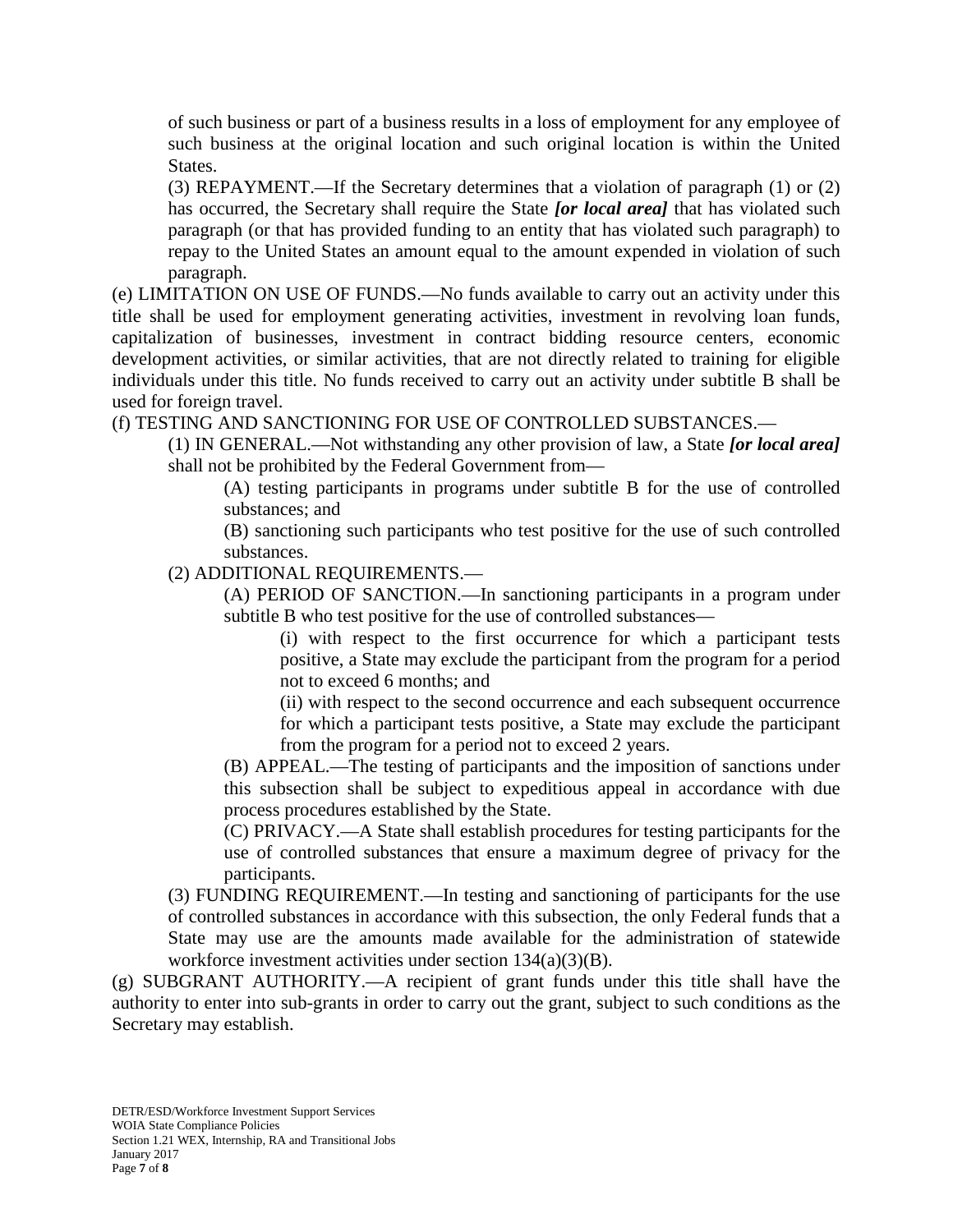of such business or part of a business results in a loss of employment for any employee of such business at the original location and such original location is within the United States.

(3) REPAYMENT.—If the Secretary determines that a violation of paragraph (1) or (2) has occurred, the Secretary shall require the State ***[or local area]*** that has violated such paragraph (or that has provided funding to an entity that has violated such paragraph) to repay to the United States an amount equal to the amount expended in violation of such paragraph.

(e) LIMITATION ON USE OF FUNDS.—No funds available to carry out an activity under this title shall be used for employment generating activities, investment in revolving loan funds, capitalization of businesses, investment in contract bidding resource centers, economic development activities, or similar activities, that are not directly related to training for eligible individuals under this title. No funds received to carry out an activity under subtitle B shall be used for foreign travel.

(f) TESTING AND SANCTIONING FOR USE OF CONTROLLED SUBSTANCES.—

(1) IN GENERAL.—Not withstanding any other provision of law, a State ***[or local area]*** shall not be prohibited by the Federal Government from—

(A) testing participants in programs under subtitle B for the use of controlled substances; and

(B) sanctioning such participants who test positive for the use of such controlled substances.

(2) ADDITIONAL REQUIREMENTS.—

(A) PERIOD OF SANCTION.—In sanctioning participants in a program under subtitle B who test positive for the use of controlled substances—

(i) with respect to the first occurrence for which a participant tests positive, a State may exclude the participant from the program for a period not to exceed 6 months; and

(ii) with respect to the second occurrence and each subsequent occurrence for which a participant tests positive, a State may exclude the participant from the program for a period not to exceed 2 years.

(B) APPEAL.—The testing of participants and the imposition of sanctions under this subsection shall be subject to expeditious appeal in accordance with due process procedures established by the State.

(C) PRIVACY.—A State shall establish procedures for testing participants for the use of controlled substances that ensure a maximum degree of privacy for the participants.

(3) FUNDING REQUIREMENT.—In testing and sanctioning of participants for the use of controlled substances in accordance with this subsection, the only Federal funds that a State may use are the amounts made available for the administration of statewide workforce investment activities under section 134(a)(3)(B).

(g) SUBGRANT AUTHORITY.—A recipient of grant funds under this title shall have the authority to enter into sub-grants in order to carry out the grant, subject to such conditions as the Secretary may establish.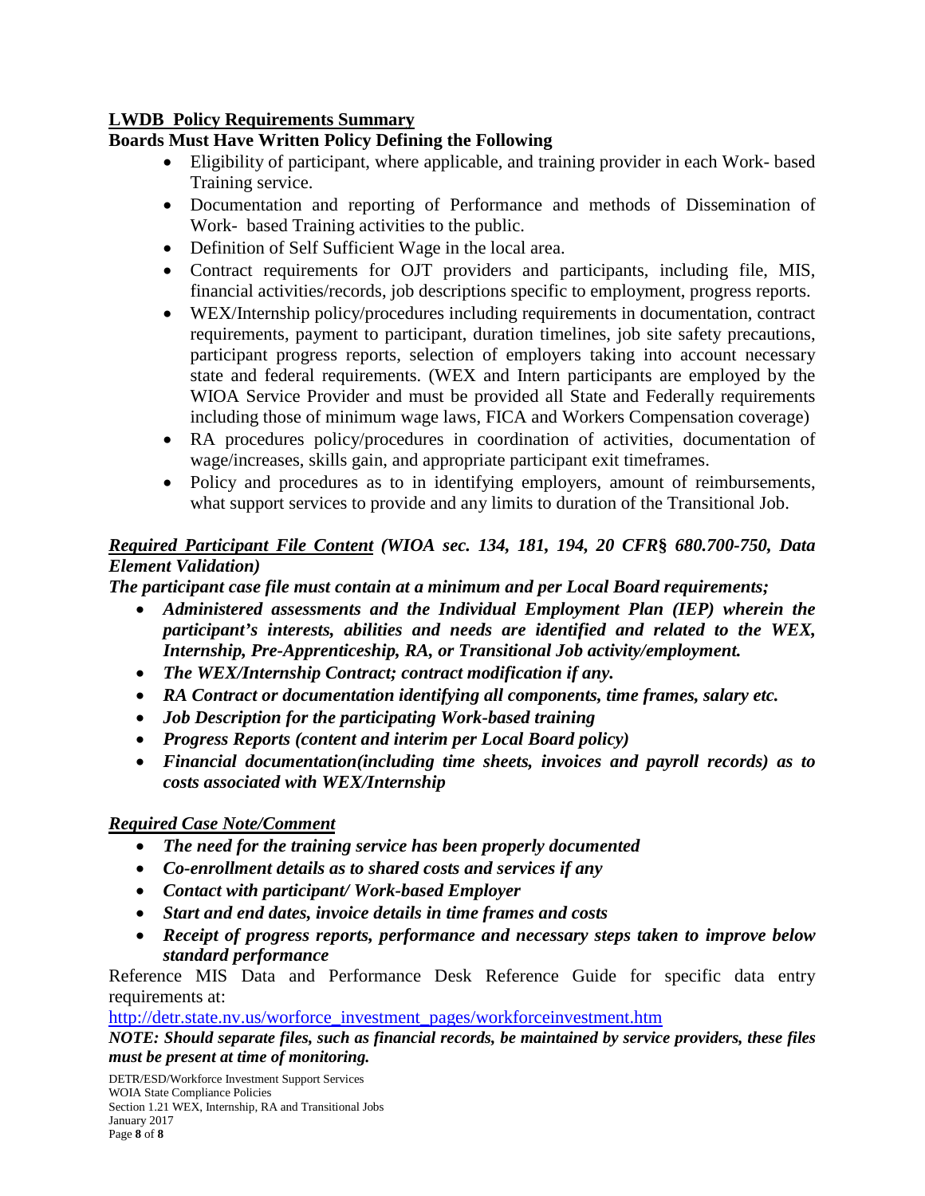**LWDB Policy Requirements Summary**

**Boards Must Have Written Policy Defining the Following**

- Eligibility of participant, where applicable, and training provider in each Work- based Training service.
- Documentation and reporting of Performance and methods of Dissemination of Work- based Training activities to the public.
- Definition of Self Sufficient Wage in the local area.
- Contract requirements for OJT providers and participants, including file, MIS, financial activities/records, job descriptions specific to employment, progress reports.
- WEX/Internship policy/procedures including requirements in documentation, contract requirements, payment to participant, duration timelines, job site safety precautions, participant progress reports, selection of employers taking into account necessary state and federal requirements. (WEX and Intern participants are employed by the WIOA Service Provider and must be provided all State and Federally requirements including those of minimum wage laws, FICA and Workers Compensation coverage)
- RA procedures policy/procedures in coordination of activities, documentation of wage/increases, skills gain, and appropriate participant exit timeframes.
- Policy and procedures as to in identifying employers, amount of reimbursements, what support services to provide and any limits to duration of the Transitional Job.

***Required Participant File Content** (WIOA sec. 134, 181, 194, 20 CFR§ 680.700-750, Data Element Validation)*

***The participant case file must contain at a minimum and per Local Board requirements;***

- ***Administered assessments and the Individual Employment Plan (IEP) wherein the participant's interests, abilities and needs are identified and related to the WEX, Internship, Pre-Apprenticeship, RA, or Transitional Job activity/employment.***
- ***The WEX/Internship Contract; contract modification if any.***
- ***RA Contract or documentation identifying all components, time frames, salary etc.***
- ***Job Description for the participating Work-based training***
- ***Progress Reports (content and interim per Local Board policy)***
- ***Financial documentation(including time sheets, invoices and payroll records) as to costs associated with WEX/Internship***

***Required Case Note/Comment***

- ***The need for the training service has been properly documented***
- ***Co-enrollment details as to shared costs and services if any***
- ***Contact with participant/ Work-based Employer***
- ***Start and end dates, invoice details in time frames and costs***
- ***Receipt of progress reports, performance and necessary steps taken to improve below standard performance***

Reference MIS Data and Performance Desk Reference Guide for specific data entry requirements at:

http://detr.state.nv.us/worforce_investment_pages/workforceinvestment.htm

***NOTE: Should separate files, such as financial records, be maintained by service providers, these files must be present at time of monitoring.***